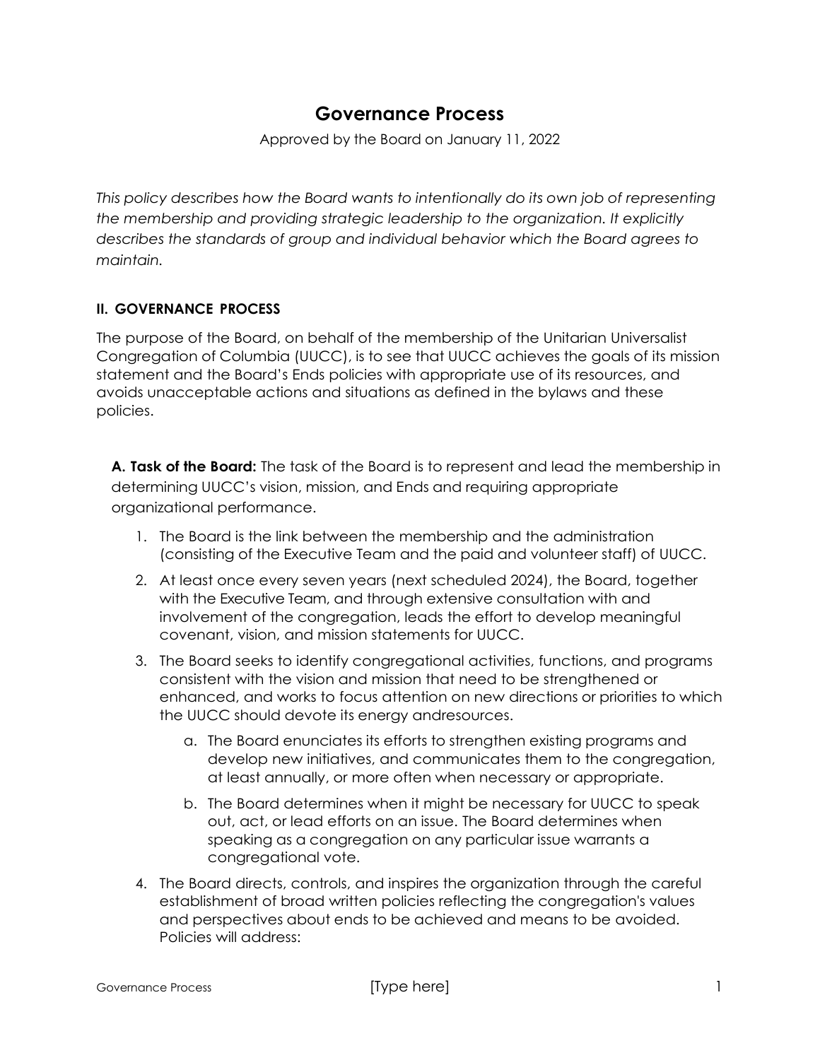# Governance Process

Approved by the Board on January 11, 2022

*This policy describes how the Board wants to intentionally do its own job of representing the membership and providing strategic leadership to the organization. It explicitly describes the standards of group and individual behavior which the Board agrees to maintain.*

## II. GOVERNANCE PROCESS

The purpose of the Board, on behalf of the membership of the Unitarian Universalist Congregation of Columbia (UUCC), is to see that UUCC achieves the goals of its mission statement and the Board's Ends policies with appropriate use of its resources, and avoids unacceptable actions and situations as defined in the bylaws and these policies.

**A. Task of the Board:** The task of the Board is to represent and lead the membership in determining UUCC's vision, mission, and Ends and requiring appropriate organizational performance.

1. The Board is the link between the membership and the administration (consisting of the Executive Team and the paid and volunteer staff) of UUCC.
2. At least once every seven years (next scheduled 2024), the Board, together with the Executive Team, and through extensive consultation with and involvement of the congregation, leads the effort to develop meaningful covenant, vision, and mission statements for UUCC.
3. The Board seeks to identify congregational activities, functions, and programs consistent with the vision and mission that need to be strengthened or enhanced, and works to focus attention on new directions or priorities to which the UUCC should devote its energy andresources.
   a. The Board enunciates its efforts to strengthen existing programs and develop new initiatives, and communicates them to the congregation, at least annually, or more often when necessary or appropriate.
   b. The Board determines when it might be necessary for UUCC to speak out, act, or lead efforts on an issue. The Board determines when speaking as a congregation on any particular issue warrants a congregational vote.
4. The Board directs, controls, and inspires the organization through the careful establishment of broad written policies reflecting the congregation's values and perspectives about ends to be achieved and means to be avoided. Policies will address: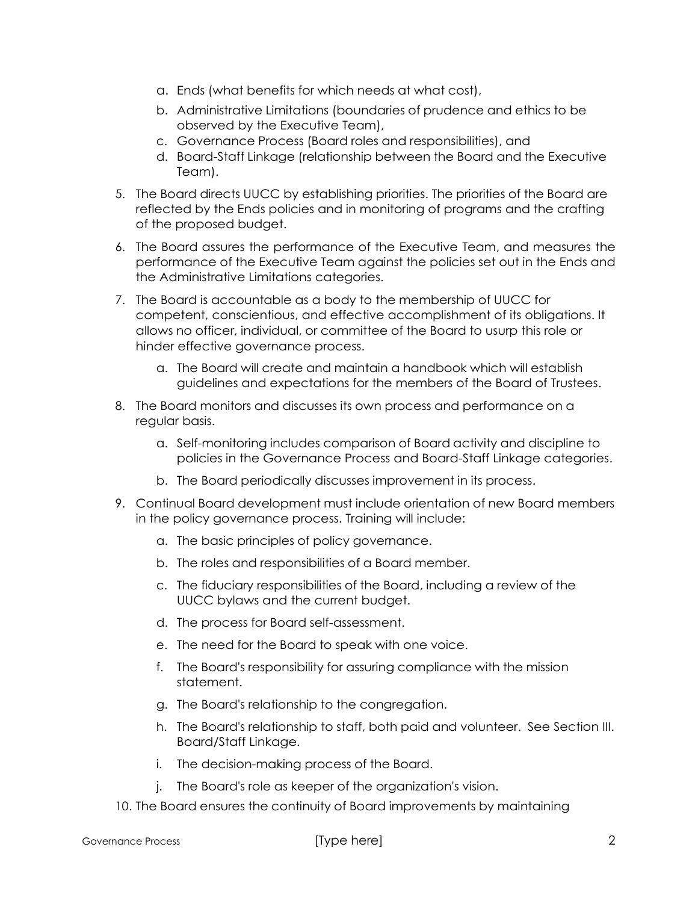a. Ends (what benefits for which needs at what cost),
   b. Administrative Limitations (boundaries of prudence and ethics to be observed by the Executive Team),
   c. Governance Process (Board roles and responsibilities), and
   d. Board-Staff Linkage (relationship between the Board and the Executive Team).

5. The Board directs UUCC by establishing priorities. The priorities of the Board are reflected by the Ends policies and in monitoring of programs and the crafting of the proposed budget.
6. The Board assures the performance of the Executive Team, and measures the performance of the Executive Team against the policies set out in the Ends and the Administrative Limitations categories.
7. The Board is accountable as a body to the membership of UUCC for competent, conscientious, and effective accomplishment of its obligations. It allows no officer, individual, or committee of the Board to usurp this role or hinder effective governance process.
   a. The Board will create and maintain a handbook which will establish guidelines and expectations for the members of the Board of Trustees.
8. The Board monitors and discusses its own process and performance on a regular basis.
   a. Self-monitoring includes comparison of Board activity and discipline to policies in the Governance Process and Board-Staff Linkage categories.
   b. The Board periodically discusses improvement in its process.
9. Continual Board development must include orientation of new Board members in the policy governance process. Training will include:
   a. The basic principles of policy governance.
   b. The roles and responsibilities of a Board member.
   c. The fiduciary responsibilities of the Board, including a review of the UUCC bylaws and the current budget.
   d. The process for Board self-assessment.
   e. The need for the Board to speak with one voice.
   f. The Board's responsibility for assuring compliance with the mission statement.
   g. The Board's relationship to the congregation.
   h. The Board's relationship to staff, both paid and volunteer. See Section III. Board/Staff Linkage.
   i. The decision-making process of the Board.
   j. The Board's role as keeper of the organization's vision.
10. The Board ensures the continuity of Board improvements by maintaining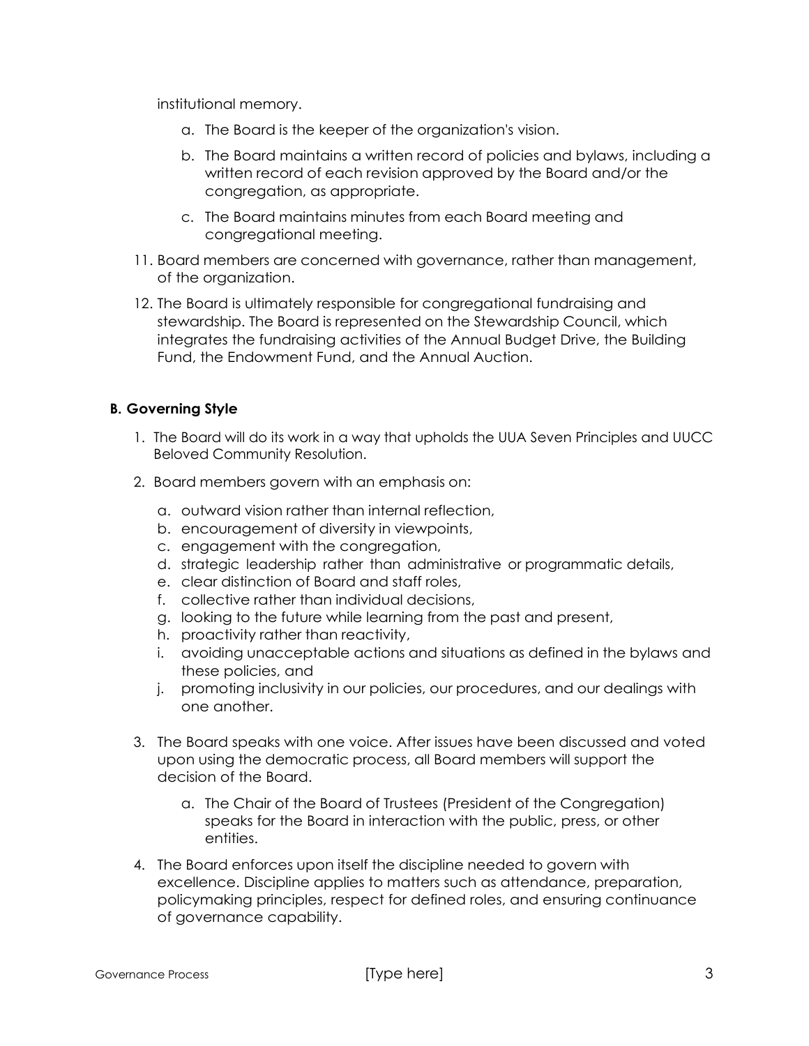institutional memory.

   a. The Board is the keeper of the organization's vision.

   b. The Board maintains a written record of policies and bylaws, including a written record of each revision approved by the Board and/or the congregation, as appropriate.

   c. The Board maintains minutes from each Board meeting and congregational meeting.

11. Board members are concerned with governance, rather than management, of the organization.

12. The Board is ultimately responsible for congregational fundraising and stewardship. The Board is represented on the Stewardship Council, which integrates the fundraising activities of the Annual Budget Drive, the Building Fund, the Endowment Fund, and the Annual Auction.

**B. Governing Style**

1. The Board will do its work in a way that upholds the UUA Seven Principles and UUCC Beloved Community Resolution.

2. Board members govern with an emphasis on:

   a. outward vision rather than internal reflection,
   b. encouragement of diversity in viewpoints,
   c. engagement with the congregation,
   d. strategic leadership rather than administrative or programmatic details,
   e. clear distinction of Board and staff roles,
   f. collective rather than individual decisions,
   g. looking to the future while learning from the past and present,
   h. proactivity rather than reactivity,
   i. avoiding unacceptable actions and situations as defined in the bylaws and these policies, and
   j. promoting inclusivity in our policies, our procedures, and our dealings with one another.

3. The Board speaks with one voice. After issues have been discussed and voted upon using the democratic process, all Board members will support the decision of the Board.

   a. The Chair of the Board of Trustees (President of the Congregation) speaks for the Board in interaction with the public, press, or other entities.

4. The Board enforces upon itself the discipline needed to govern with excellence. Discipline applies to matters such as attendance, preparation, policymaking principles, respect for defined roles, and ensuring continuance of governance capability.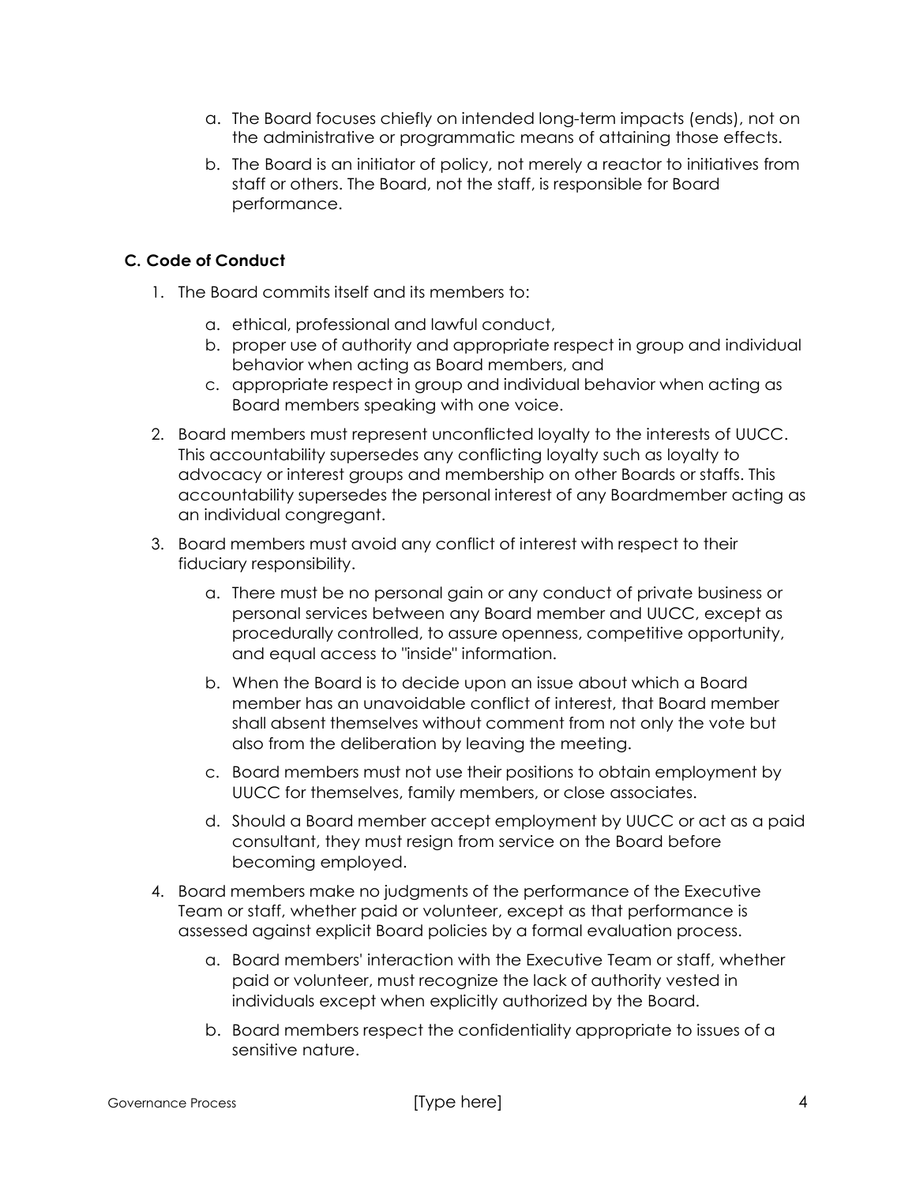a. The Board focuses chiefly on intended long-term impacts (ends), not on the administrative or programmatic means of attaining those effects.

   b. The Board is an initiator of policy, not merely a reactor to initiatives from staff or others. The Board, not the staff, is responsible for Board performance.

### C. Code of Conduct

1. The Board commits itself and its members to:

   a. ethical, professional and lawful conduct,
   b. proper use of authority and appropriate respect in group and individual behavior when acting as Board members, and
   c. appropriate respect in group and individual behavior when acting as Board members speaking with one voice.

2. Board members must represent unconflicted loyalty to the interests of UUCC. This accountability supersedes any conflicting loyalty such as loyalty to advocacy or interest groups and membership on other Boards or staffs. This accountability supersedes the personal interest of any Boardmember acting as an individual congregant.

3. Board members must avoid any conflict of interest with respect to their fiduciary responsibility.

   a. There must be no personal gain or any conduct of private business or personal services between any Board member and UUCC, except as procedurally controlled, to assure openness, competitive opportunity, and equal access to "inside" information.

   b. When the Board is to decide upon an issue about which a Board member has an unavoidable conflict of interest, that Board member shall absent themselves without comment from not only the vote but also from the deliberation by leaving the meeting.

   c. Board members must not use their positions to obtain employment by UUCC for themselves, family members, or close associates.

   d. Should a Board member accept employment by UUCC or act as a paid consultant, they must resign from service on the Board before becoming employed.

4. Board members make no judgments of the performance of the Executive Team or staff, whether paid or volunteer, except as that performance is assessed against explicit Board policies by a formal evaluation process.

   a. Board members' interaction with the Executive Team or staff, whether paid or volunteer, must recognize the lack of authority vested in individuals except when explicitly authorized by the Board.

   b. Board members respect the confidentiality appropriate to issues of a sensitive nature.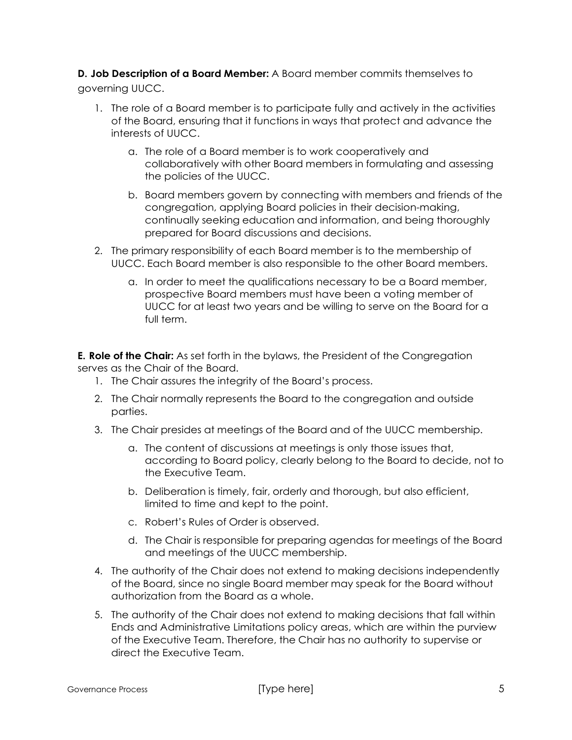**D. Job Description of a Board Member:** A Board member commits themselves to governing UUCC.

1. The role of a Board member is to participate fully and actively in the activities of the Board, ensuring that it functions in ways that protect and advance the interests of UUCC.
    a. The role of a Board member is to work cooperatively and collaboratively with other Board members in formulating and assessing the policies of the UUCC.
    b. Board members govern by connecting with members and friends of the congregation, applying Board policies in their decision-making, continually seeking education and information, and being thoroughly prepared for Board discussions and decisions.
2. The primary responsibility of each Board member is to the membership of UUCC. Each Board member is also responsible to the other Board members.
    a. In order to meet the qualifications necessary to be a Board member, prospective Board members must have been a voting member of UUCC for at least two years and be willing to serve on the Board for a full term.

**E. Role of the Chair:** As set forth in the bylaws, the President of the Congregation serves as the Chair of the Board.

1. The Chair assures the integrity of the Board's process.
2. The Chair normally represents the Board to the congregation and outside parties.
3. The Chair presides at meetings of the Board and of the UUCC membership.
    a. The content of discussions at meetings is only those issues that, according to Board policy, clearly belong to the Board to decide, not to the Executive Team.
    b. Deliberation is timely, fair, orderly and thorough, but also efficient, limited to time and kept to the point.
    c. Robert's Rules of Order is observed.
    d. The Chair is responsible for preparing agendas for meetings of the Board and meetings of the UUCC membership.
4. The authority of the Chair does not extend to making decisions independently of the Board, since no single Board member may speak for the Board without authorization from the Board as a whole.
5. The authority of the Chair does not extend to making decisions that fall within Ends and Administrative Limitations policy areas, which are within the purview of the Executive Team. Therefore, the Chair has no authority to supervise or direct the Executive Team.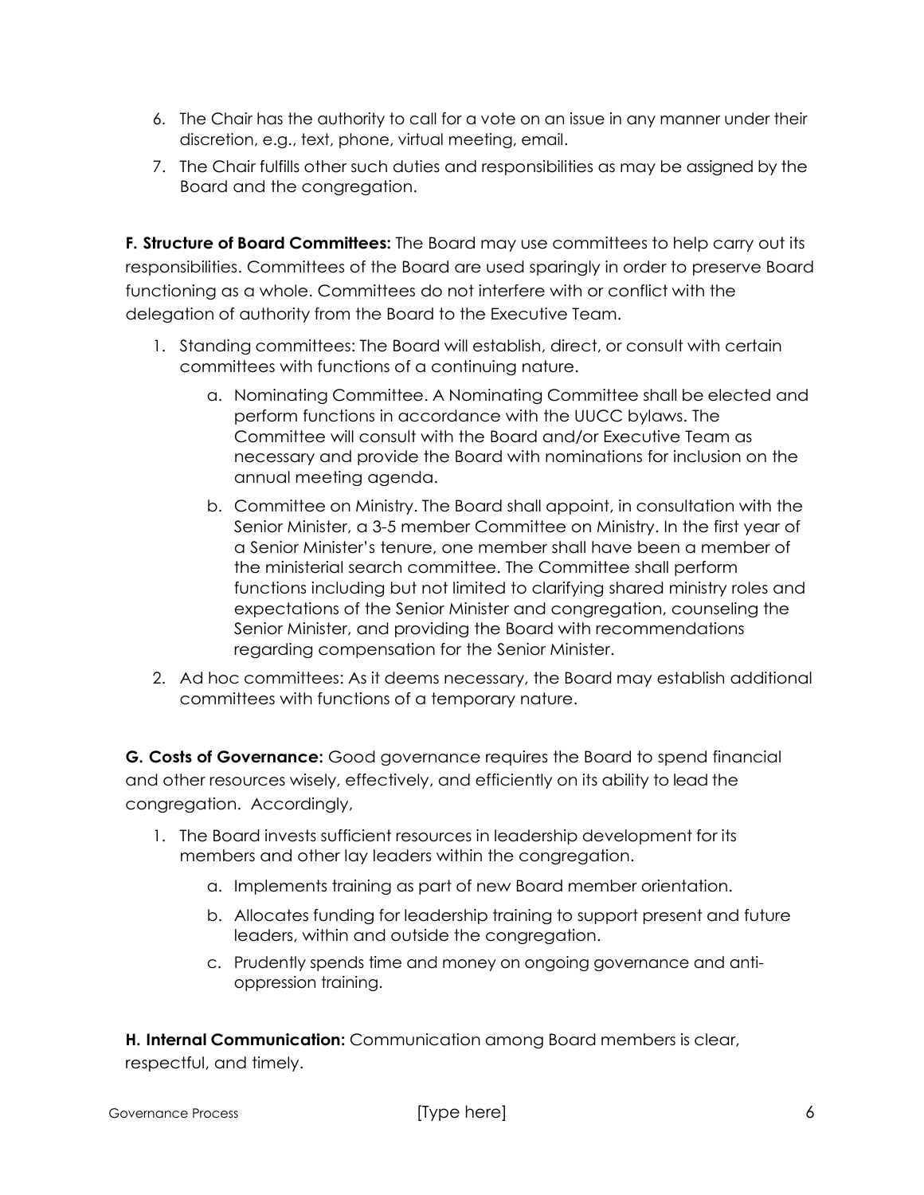6. The Chair has the authority to call for a vote on an issue in any manner under their discretion, e.g., text, phone, virtual meeting, email.
7. The Chair fulfills other such duties and responsibilities as may be assigned by the Board and the congregation.

**F. Structure of Board Committees:** The Board may use committees to help carry out its responsibilities. Committees of the Board are used sparingly in order to preserve Board functioning as a whole. Committees do not interfere with or conflict with the delegation of authority from the Board to the Executive Team.

1. Standing committees: The Board will establish, direct, or consult with certain committees with functions of a continuing nature.
   a. Nominating Committee. A Nominating Committee shall be elected and perform functions in accordance with the UUCC bylaws. The Committee will consult with the Board and/or Executive Team as necessary and provide the Board with nominations for inclusion on the annual meeting agenda.
   b. Committee on Ministry. The Board shall appoint, in consultation with the Senior Minister, a 3-5 member Committee on Ministry. In the first year of a Senior Minister's tenure, one member shall have been a member of the ministerial search committee. The Committee shall perform functions including but not limited to clarifying shared ministry roles and expectations of the Senior Minister and congregation, counseling the Senior Minister, and providing the Board with recommendations regarding compensation for the Senior Minister.
2. Ad hoc committees: As it deems necessary, the Board may establish additional committees with functions of a temporary nature.

**G. Costs of Governance:** Good governance requires the Board to spend financial and other resources wisely, effectively, and efficiently on its ability to lead the congregation. Accordingly,

1. The Board invests sufficient resources in leadership development for its members and other lay leaders within the congregation.
   a. Implements training as part of new Board member orientation.
   b. Allocates funding for leadership training to support present and future leaders, within and outside the congregation.
   c. Prudently spends time and money on ongoing governance and anti-oppression training.

**H. Internal Communication:** Communication among Board members is clear, respectful, and timely.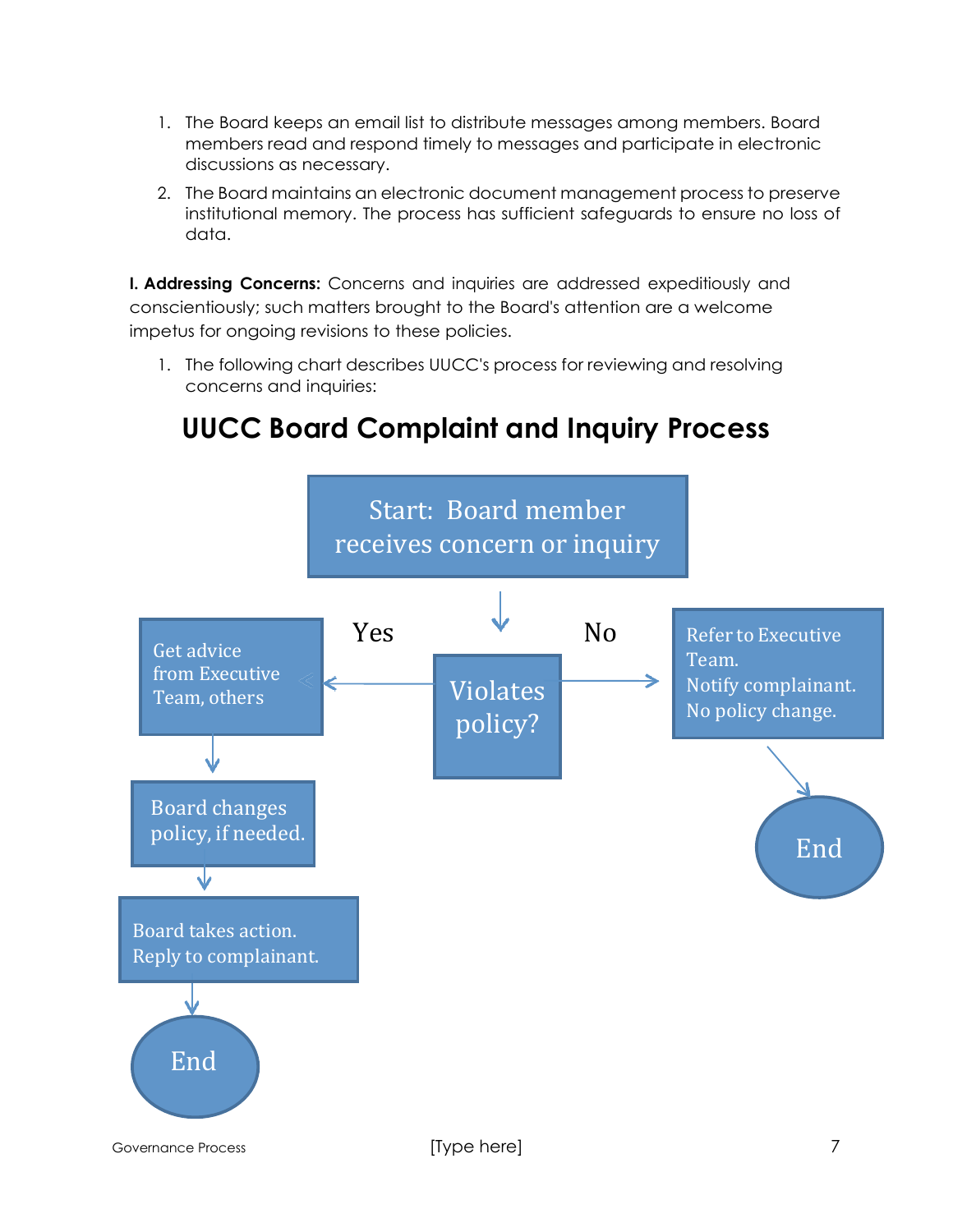1. The Board keeps an email list to distribute messages among members. Board members read and respond timely to messages and participate in electronic discussions as necessary.
2. The Board maintains an electronic document management process to preserve institutional memory. The process has sufficient safeguards to ensure no loss of data.

**I. Addressing Concerns:** Concerns and inquiries are addressed expeditiously and conscientiously; such matters brought to the Board's attention are a welcome impetus for ongoing revisions to these policies.

1. The following chart describes UUCC's process for reviewing and resolving concerns and inquiries:

## UUCC Board Complaint and Inquiry Process

Start: Board member receives concern or inquiry

↓

Violates policy?

- **Yes** → Get advice from Executive Team, others → Board changes policy, if needed. → Board takes action. Reply to complainant. → End
- **No** → Refer to Executive Team. Notify complainant. No policy change. → End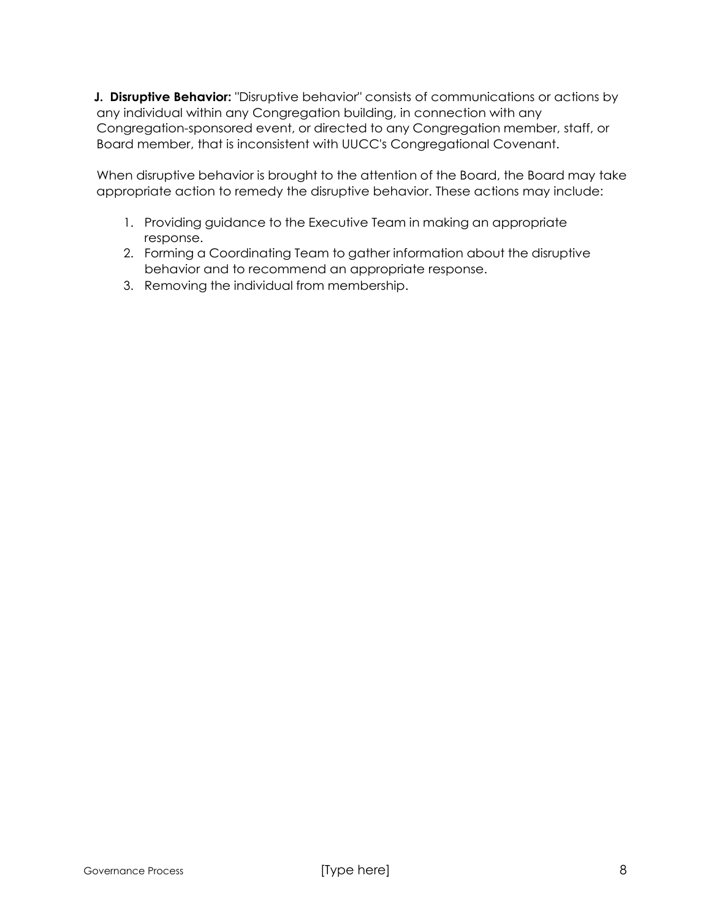**J. Disruptive Behavior:** "Disruptive behavior" consists of communications or actions by any individual within any Congregation building, in connection with any Congregation-sponsored event, or directed to any Congregation member, staff, or Board member, that is inconsistent with UUCC's Congregational Covenant.

When disruptive behavior is brought to the attention of the Board, the Board may take appropriate action to remedy the disruptive behavior. These actions may include:

1. Providing guidance to the Executive Team in making an appropriate response.
2. Forming a Coordinating Team to gather information about the disruptive behavior and to recommend an appropriate response.
3. Removing the individual from membership.